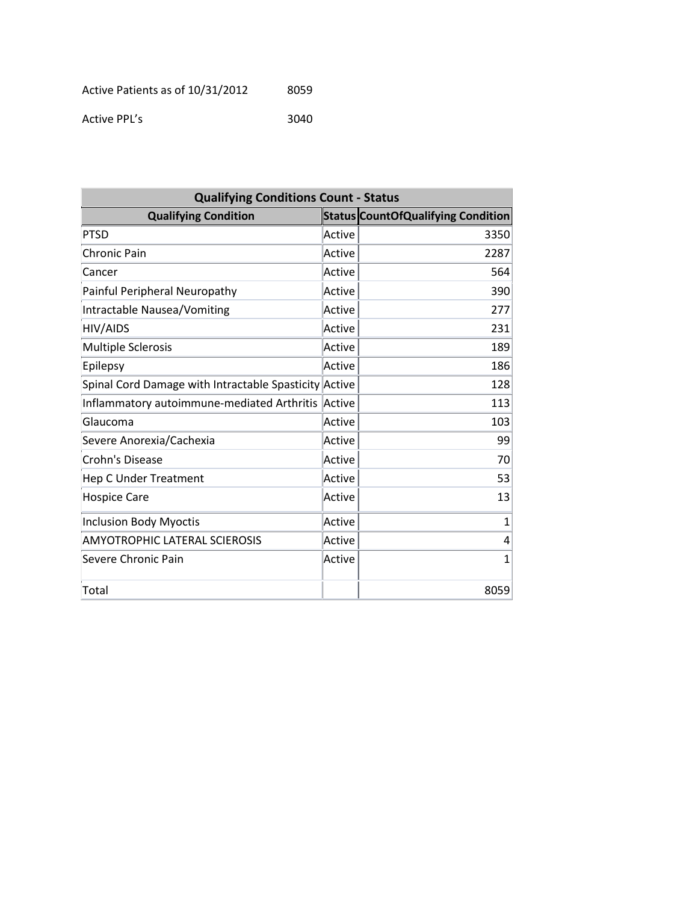Active Patients as of 10/31/2012 8059

Active PPL's 3040

| Qualifying Conditions Count - Status | | |
|---|---|---|
| **Qualifying Condition** | **Status** | **CountOfQualifying Condition** |
| PTSD | Active | 3350 |
| Chronic Pain | Active | 2287 |
| Cancer | Active | 564 |
| Painful Peripheral Neuropathy | Active | 390 |
| Intractable Nausea/Vomiting | Active | 277 |
| HIV/AIDS | Active | 231 |
| Multiple Sclerosis | Active | 189 |
| Epilepsy | Active | 186 |
| Spinal Cord Damage with Intractable Spasticity | Active | 128 |
| Inflammatory autoimmune-mediated Arthritis | Active | 113 |
| Glaucoma | Active | 103 |
| Severe Anorexia/Cachexia | Active | 99 |
| Crohn's Disease | Active | 70 |
| Hep C Under Treatment | Active | 53 |
| Hospice Care | Active | 13 |
| Inclusion Body Myoctis | Active | 1 |
| AMYOTROPHIC LATERAL SCIEROSIS | Active | 4 |
| Severe Chronic Pain | Active | 1 |
| Total | | 8059 |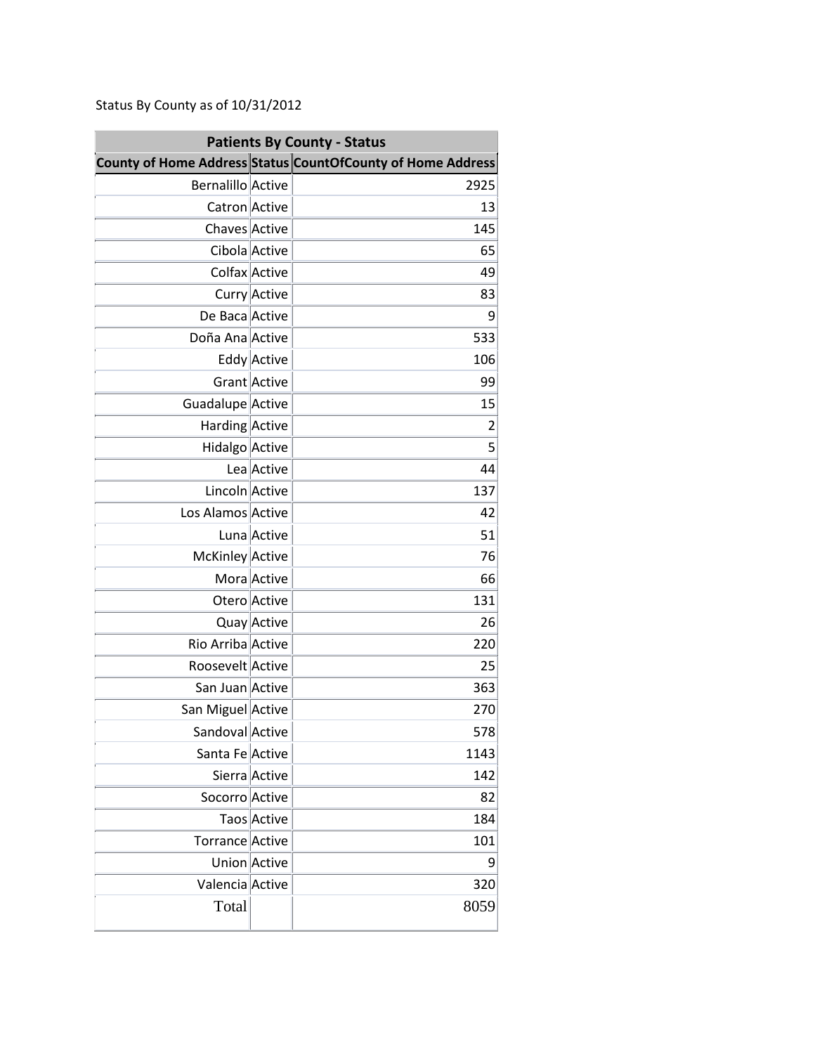Status By County as of 10/31/2012

| Patients By County - Status | | |
|---|---|---|
| **County of Home Address** | **Status** | **CountOfCounty of Home Address** |
| Bernalillo | Active | 2925 |
| Catron | Active | 13 |
| Chaves | Active | 145 |
| Cibola | Active | 65 |
| Colfax | Active | 49 |
| Curry | Active | 83 |
| De Baca | Active | 9 |
| Doña Ana | Active | 533 |
| Eddy | Active | 106 |
| Grant | Active | 99 |
| Guadalupe | Active | 15 |
| Harding | Active | 2 |
| Hidalgo | Active | 5 |
| Lea | Active | 44 |
| Lincoln | Active | 137 |
| Los Alamos | Active | 42 |
| Luna | Active | 51 |
| McKinley | Active | 76 |
| Mora | Active | 66 |
| Otero | Active | 131 |
| Quay | Active | 26 |
| Rio Arriba | Active | 220 |
| Roosevelt | Active | 25 |
| San Juan | Active | 363 |
| San Miguel | Active | 270 |
| Sandoval | Active | 578 |
| Santa Fe | Active | 1143 |
| Sierra | Active | 142 |
| Socorro | Active | 82 |
| Taos | Active | 184 |
| Torrance | Active | 101 |
| Union | Active | 9 |
| Valencia | Active | 320 |
| Total | | 8059 |